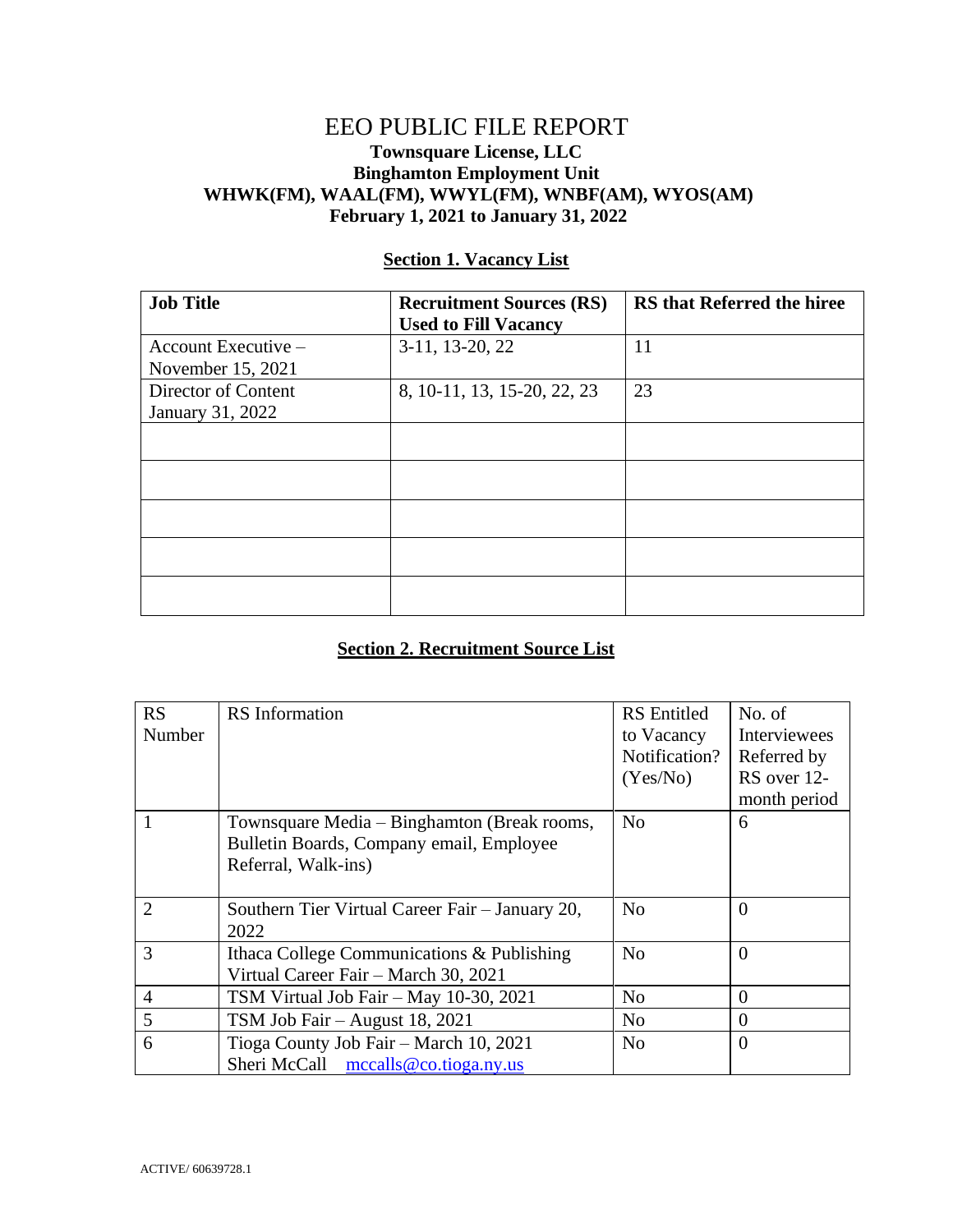# EEO PUBLIC FILE REPORT

**Townsquare License, LLC**
**Binghamton Employment Unit**
**WHWK(FM), WAAL(FM), WWYL(FM), WNBF(AM), WYOS(AM)**
**February 1, 2021 to January 31, 2022**

## Section 1. Vacancy List

| Job Title | Recruitment Sources (RS) Used to Fill Vacancy | RS that Referred the hiree |
|---|---|---|
| Account Executive – November 15, 2021 | 3-11, 13-20, 22 | 11 |
| Director of Content January 31, 2022 | 8, 10-11, 13, 15-20, 22, 23 | 23 |
| | | |
| | | |
| | | |
| | | |
| | | |

## Section 2. Recruitment Source List

| RS Number | RS Information | RS Entitled to Vacancy Notification? (Yes/No) | No. of Interviewees Referred by RS over 12-month period |
|---|---|---|---|
| 1 | Townsquare Media – Binghamton (Break rooms, Bulletin Boards, Company email, Employee Referral, Walk-ins) | No | 6 |
| 2 | Southern Tier Virtual Career Fair – January 20, 2022 | No | 0 |
| 3 | Ithaca College Communications & Publishing Virtual Career Fair – March 30, 2021 | No | 0 |
| 4 | TSM Virtual Job Fair – May 10-30, 2021 | No | 0 |
| 5 | TSM Job Fair – August 18, 2021 | No | 0 |
| 6 | Tioga County Job Fair – March 10, 2021 Sheri McCall mccalls@co.tioga.ny.us | No | 0 |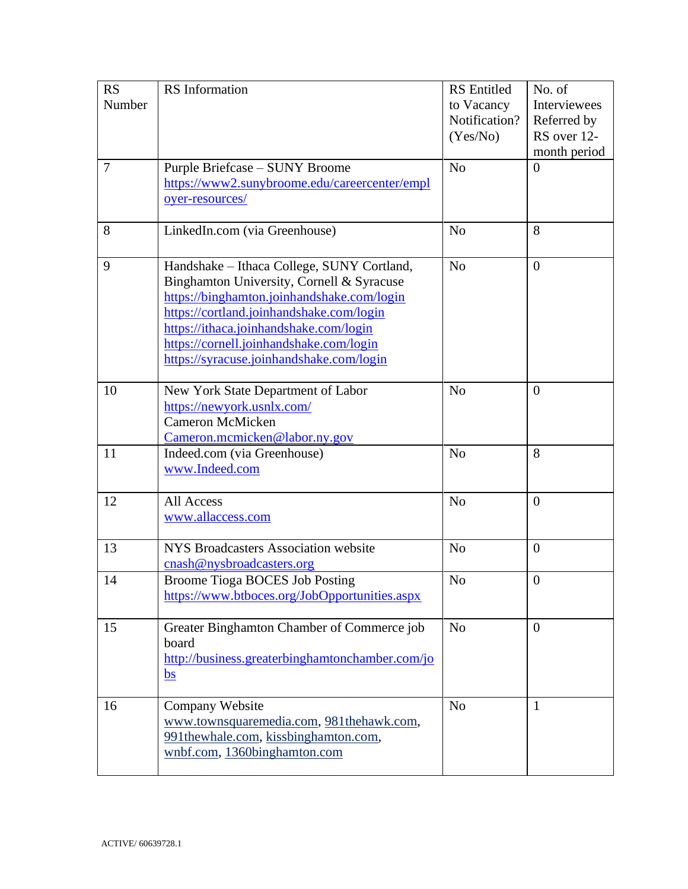| RS Number | RS Information | RS Entitled to Vacancy Notification? (Yes/No) | No. of Interviewees Referred by RS over 12-month period |
|---|---|---|---|
| 7 | Purple Briefcase – SUNY Broome<br>https://www2.sunybroome.edu/careercenter/employer-resources/ | No | 0 |
| 8 | LinkedIn.com (via Greenhouse) | No | 8 |
| 9 | Handshake – Ithaca College, SUNY Cortland, Binghamton University, Cornell & Syracuse<br>https://binghamton.joinhandshake.com/login<br>https://cortland.joinhandshake.com/login<br>https://ithaca.joinhandshake.com/login<br>https://cornell.joinhandshake.com/login<br>https://syracuse.joinhandshake.com/login | No | 0 |
| 10 | New York State Department of Labor<br>https://newyork.usnlx.com/<br>Cameron McMicken<br>Cameron.mcmicken@labor.ny.gov | No | 0 |
| 11 | Indeed.com (via Greenhouse)<br>www.Indeed.com | No | 8 |
| 12 | All Access<br>www.allaccess.com | No | 0 |
| 13 | NYS Broadcasters Association website<br>cnash@nysbroadcasters.org | No | 0 |
| 14 | Broome Tioga BOCES Job Posting<br>https://www.btboces.org/JobOpportunities.aspx | No | 0 |
| 15 | Greater Binghamton Chamber of Commerce job board<br>http://business.greaterbinghamtonchamber.com/jobs | No | 0 |
| 16 | Company Website<br>www.townsquaremedia.com, 981thehawk.com, 991thewhale.com, kissbinghamton.com, wnbf.com, 1360binghamton.com | No | 1 |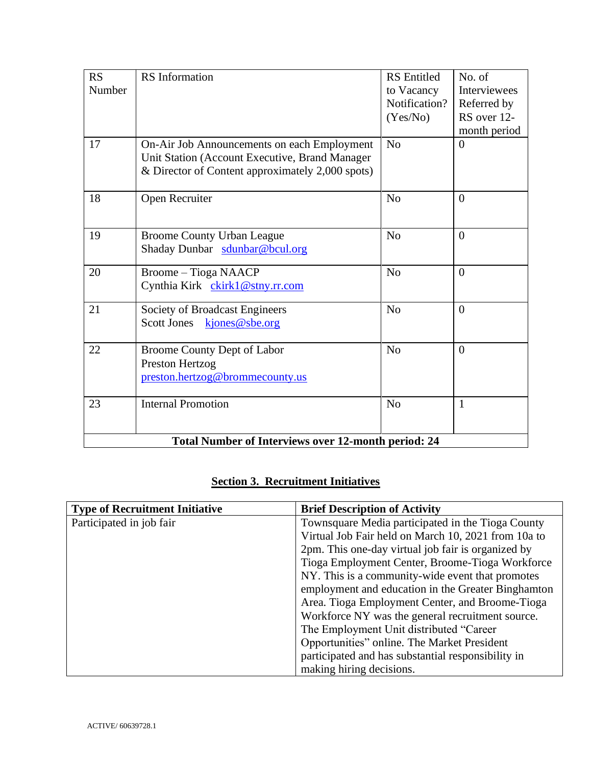| RS Number | RS Information | RS Entitled to Vacancy Notification? (Yes/No) | No. of Interviewees Referred by RS over 12-month period |
|---|---|---|---|
| 17 | On-Air Job Announcements on each Employment Unit Station (Account Executive, Brand Manager & Director of Content approximately 2,000 spots) | No | 0 |
| 18 | Open Recruiter | No | 0 |
| 19 | Broome County Urban League<br>Shaday Dunbar sdunbar@bcul.org | No | 0 |
| 20 | Broome – Tioga NAACP<br>Cynthia Kirk ckirk1@stny.rr.com | No | 0 |
| 21 | Society of Broadcast Engineers<br>Scott Jones kjones@sbe.org | No | 0 |
| 22 | Broome County Dept of Labor<br>Preston Hertzog<br>preston.hertzog@brommecounty.us | No | 0 |
| 23 | Internal Promotion | No | 1 |
| **Total Number of Interviews over 12-month period: 24** | | | |

## Section 3. Recruitment Initiatives

| Type of Recruitment Initiative | Brief Description of Activity |
|---|---|
| Participated in job fair | Townsquare Media participated in the Tioga County Virtual Job Fair held on March 10, 2021 from 10a to 2pm. This one-day virtual job fair is organized by Tioga Employment Center, Broome-Tioga Workforce NY. This is a community-wide event that promotes employment and education in the Greater Binghamton Area. Tioga Employment Center, and Broome-Tioga Workforce NY was the general recruitment source. The Employment Unit distributed "Career Opportunities" online. The Market President participated and has substantial responsibility in making hiring decisions. |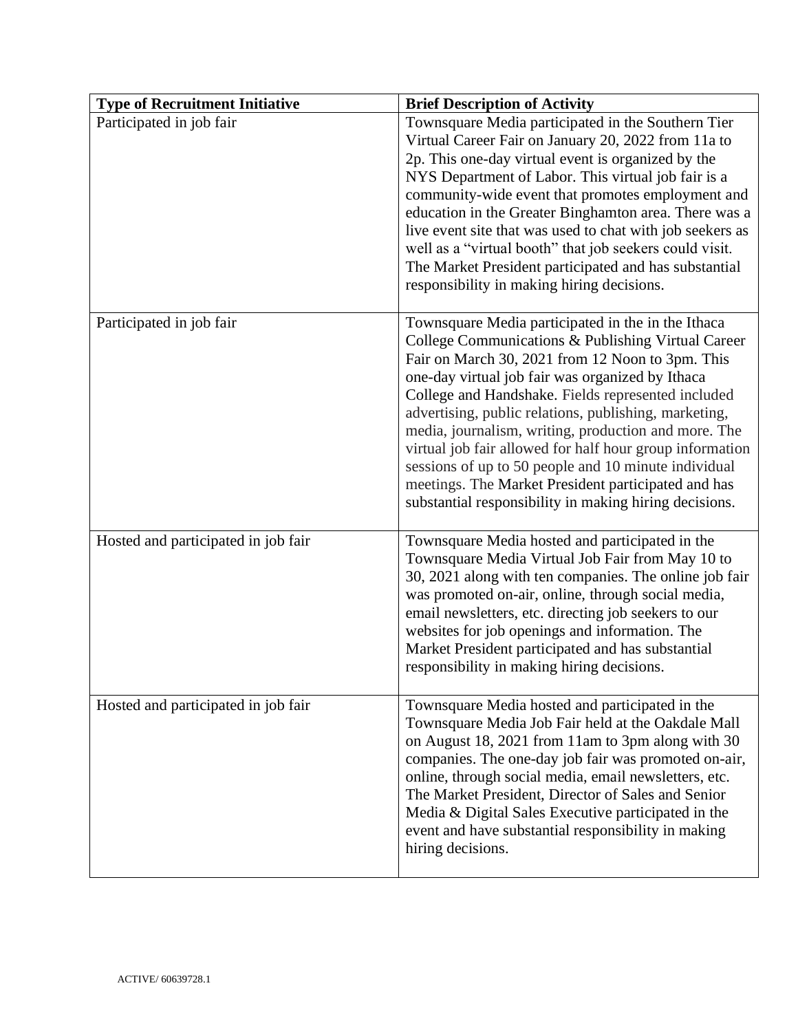| Type of Recruitment Initiative | Brief Description of Activity |
| --- | --- |
| Participated in job fair | Townsquare Media participated in the Southern Tier Virtual Career Fair on January 20, 2022 from 11a to 2p. This one-day virtual event is organized by the NYS Department of Labor. This virtual job fair is a community-wide event that promotes employment and education in the Greater Binghamton area. There was a live event site that was used to chat with job seekers as well as a "virtual booth" that job seekers could visit. The Market President participated and has substantial responsibility in making hiring decisions. |
| Participated in job fair | Townsquare Media participated in the in the Ithaca College Communications & Publishing Virtual Career Fair on March 30, 2021 from 12 Noon to 3pm. This one-day virtual job fair was organized by Ithaca College and Handshake. Fields represented included advertising, public relations, publishing, marketing, media, journalism, writing, production and more. The virtual job fair allowed for half hour group information sessions of up to 50 people and 10 minute individual meetings. The Market President participated and has substantial responsibility in making hiring decisions. |
| Hosted and participated in job fair | Townsquare Media hosted and participated in the Townsquare Media Virtual Job Fair from May 10 to 30, 2021 along with ten companies. The online job fair was promoted on-air, online, through social media, email newsletters, etc. directing job seekers to our websites for job openings and information. The Market President participated and has substantial responsibility in making hiring decisions. |
| Hosted and participated in job fair | Townsquare Media hosted and participated in the Townsquare Media Job Fair held at the Oakdale Mall on August 18, 2021 from 11am to 3pm along with 30 companies. The one-day job fair was promoted on-air, online, through social media, email newsletters, etc. The Market President, Director of Sales and Senior Media & Digital Sales Executive participated in the event and have substantial responsibility in making hiring decisions. |

ACTIVE/ 60639728.1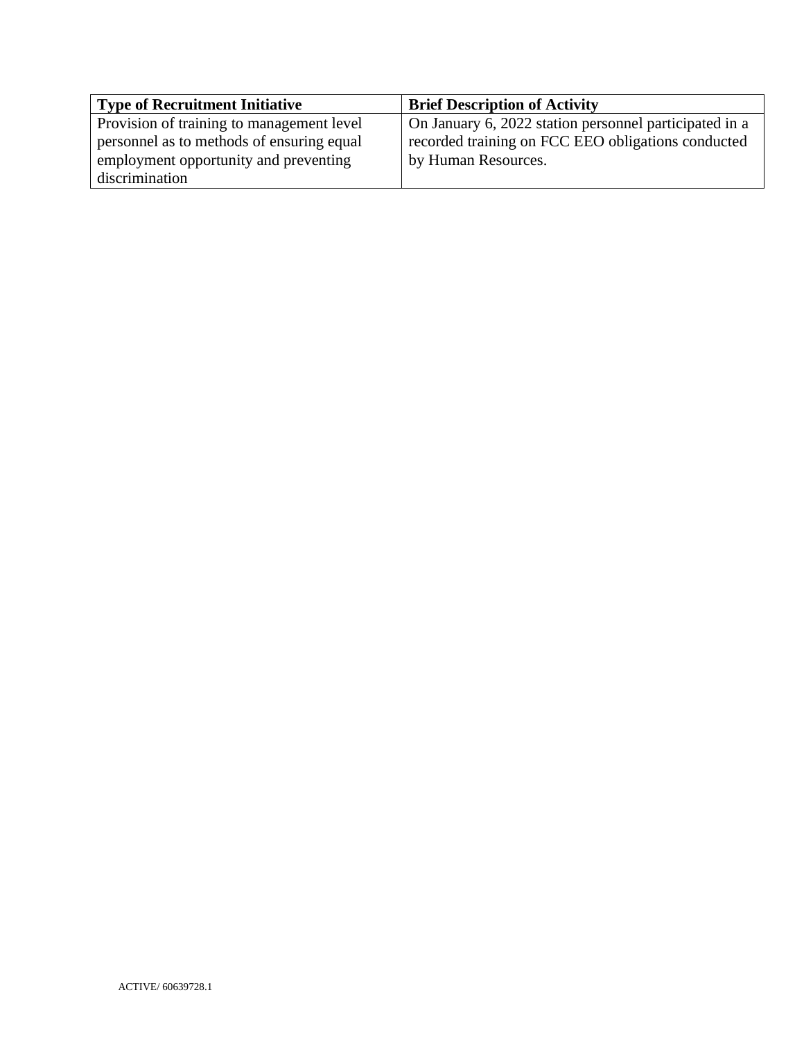| **Type of Recruitment Initiative** | **Brief Description of Activity** |
| --- | --- |
| Provision of training to management level personnel as to methods of ensuring equal employment opportunity and preventing discrimination | On January 6, 2022 station personnel participated in a recorded training on FCC EEO obligations conducted by Human Resources. |